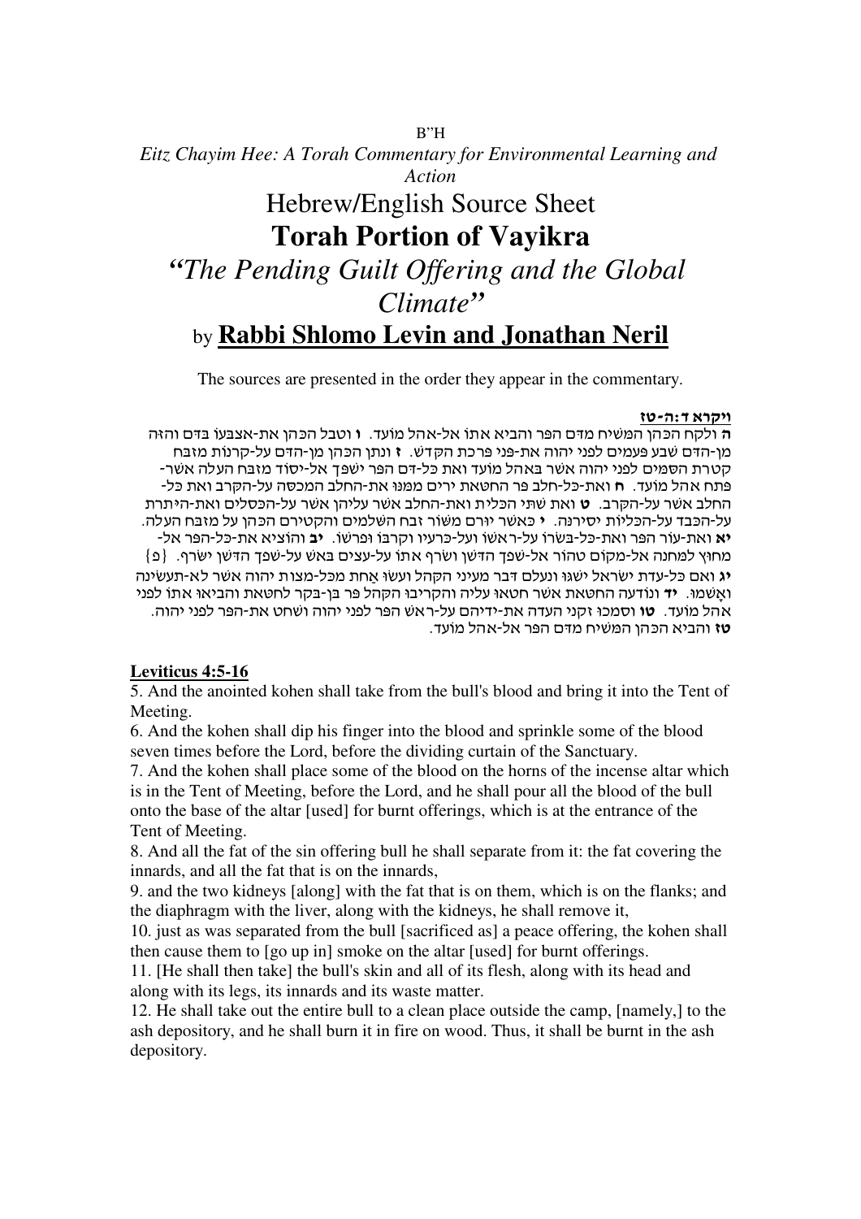B"H

*Eitz Chayim Hee: A Torah Commentary for Environmental Learning and Action*

# Hebrew/English Source Sheet

# Torah Portion of Vayikra

## *"The Pending Guilt Offering and the Global Climate"*

by **Rabbi Shlomo Levin and Jonathan Neril**

The sources are presented in the order they appear in the commentary.

**ויקרא ד:ה-טז**

**ה** ולקח הכהן המשיח מדם הפר והביא אתו אל-אהל מועד. **ו** וטבל הכהן את-אצבעו בדם והזה מן-הדם שבע פעמים לפני יהוה את-פני פרכת הקדש. **ז** ונתן הכהן מן-הדם על-קרנות מזבח קטרת הסמים לפני יהוה אשר באהל מועד ואת כל-דם הפר ישפך אל-יסוד מזבח העלה אשר-פתח אהל מועד. **ח** ואת-כל-חלב פר החטאת ירים ממנו את-החלב המכסה על-הקרב ואת כל-החלב אשר על-הקרב. **ט** ואת שתי הכלית ואת-החלב אשר עליהן אשר על-הכסלים ואת-היתרת על-הכבד על-הכלית יסירנה. **י** כאשר יורם משור זבח השלמים והקטירם הכהן על מזבח העלה. **יא** ואת-עור הפר ואת-כל-בשרו על-ראשו ועל-כרעיו וקרבו ופרשו. **יב** והוציא את-כל-הפר אל-מחוץ למחנה אל-מקום טהור אל-שפך הדשן ושרף אתו על-עצים באש על-שפך הדשן ישרף. {פ}
**יג** ואם כל-עדת ישראל ישגו ונעלם דבר מעיני הקהל ועשו אחת מכל-מצות יהוה אשר לא-תעשינה ואשמו. **יד** ונודעה החטאת אשר חטאו עליה והקריבו הקהל פר בן-בקר לחטאת והביאו אתו לפני אהל מועד. **טו** וסמכו זקני העדה את-ידיהם על-ראש הפר לפני יהוה ושחט את-הפר לפני יהוה. **טז** והביא הכהן המשיח מדם הפר אל-אהל מועד.

**Leviticus 4:5-16**

5. And the anointed kohen shall take from the bull's blood and bring it into the Tent of Meeting.
6. And the kohen shall dip his finger into the blood and sprinkle some of the blood seven times before the Lord, before the dividing curtain of the Sanctuary.
7. And the kohen shall place some of the blood on the horns of the incense altar which is in the Tent of Meeting, before the Lord, and he shall pour all the blood of the bull onto the base of the altar [used] for burnt offerings, which is at the entrance of the Tent of Meeting.
8. And all the fat of the sin offering bull he shall separate from it: the fat covering the innards, and all the fat that is on the innards,
9. and the two kidneys [along] with the fat that is on them, which is on the flanks; and the diaphragm with the liver, along with the kidneys, he shall remove it,
10. just as was separated from the bull [sacrificed as] a peace offering, the kohen shall then cause them to [go up in] smoke on the altar [used] for burnt offerings.
11. [He shall then take] the bull's skin and all of its flesh, along with its head and along with its legs, its innards and its waste matter.
12. He shall take out the entire bull to a clean place outside the camp, [namely,] to the ash depository, and he shall burn it in fire on wood. Thus, it shall be burnt in the ash depository.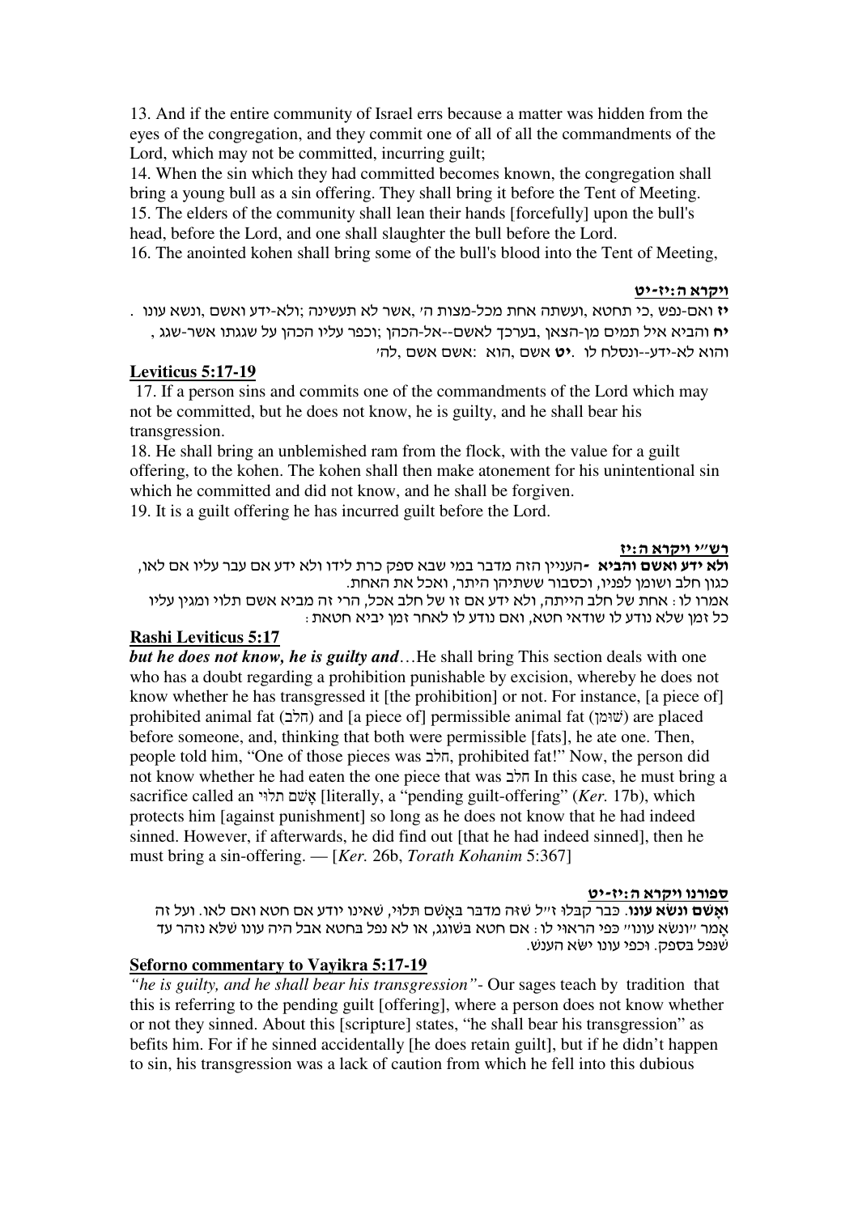13. And if the entire community of Israel errs because a matter was hidden from the eyes of the congregation, and they commit one of all of all the commandments of the Lord, which may not be committed, incurring guilt;

14. When the sin which they had committed becomes known, the congregation shall bring a young bull as a sin offering. They shall bring it before the Tent of Meeting.

15. The elders of the community shall lean their hands [forcefully] upon the bull's head, before the Lord, and one shall slaughter the bull before the Lord.

16. The anointed kohen shall bring some of the bull's blood into the Tent of Meeting,

**ויקרא ה:יז-יט**

**יז** ואם-נפש ,כי תחטא ,ועשתה אחת מכל-מצות ה׳ ,אשר לא תעשינה ;ולא-ידע ואשם ,ונשא עונו . **יח** והביא איל תמים מן-הצאן ,בערכך לאשם--אל-הכהן ;וכפר עליו הכהן על שגגתו אשר-שגג , והוא לא-ידע--ונסלח לו . **יט** אשם ,הוא :אשם אשם ,לה׳

## Leviticus 5:17-19

17. If a person sins and commits one of the commandments of the Lord which may not be committed, but he does not know, he is guilty, and he shall bear his transgression.

18. He shall bring an unblemished ram from the flock, with the value for a guilt offering, to the kohen. The kohen shall then make atonement for his unintentional sin which he committed and did not know, and he shall be forgiven.

19. It is a guilt offering he has incurred guilt before the Lord.

**רש״י ויקרא ה:יז**

**ולא ידע ואשם והביא** -העניין הזה מדבר במי שבא ספק כרת לידו ולא ידע אם עבר עליו אם לאו, כגון חלב ושומן לפניו, וכסבור ששתיהן היתר, ואכל את האחת.
אמרו לו: אחת של חלב הייתה, ולא ידע אם זו של חלב אכל, הרי זה מביא אשם תלוי ומגין עליו כל זמן שלא נודע לו שודאי חטא, ואם נודע לו לאחר זמן יביא חטאת:

## Rashi Leviticus 5:17

***but he does not know, he is guilty and***…He shall bring This section deals with one who has a doubt regarding a prohibition punishable by excision, whereby he does not know whether he has transgressed it [the prohibition] or not. For instance, [a piece of] prohibited animal fat (חלב) and [a piece of] permissible animal fat (שׁוּמן) are placed before someone, and, thinking that both were permissible [fats], he ate one. Then, people told him, "One of those pieces was חלב, prohibited fat!" Now, the person did not know whether he had eaten the one piece that was חלב In this case, he must bring a sacrifice called an אָשׁם תלוּי [literally, a "pending guilt-offering" (*Ker.* 17b), which protects him [against punishment] so long as he does not know that he had indeed sinned. However, if afterwards, he did find out [that he had indeed sinned], then he must bring a sin-offering. — [*Ker.* 26b, *Torath Kohanim* 5:367]

**ספורנו ויקרא ה:יז-יט**

**ואָשֵׁם ונשׂא עונו**. כבר קבלו ז״ל שזה מדבר באָשם תלוי, שאינו יודע אם חטא ואם לאו. ועל זה אָמר ״ונשׂא עונו״ כפי הראוי לו: אם חטא בשוגג, או לא נפל בחטא אבל היה עונו שלא נזהר עד שנפל בספק. וכפי עונו ישׂא הענשׁ.

## Seforno commentary to Vayikra 5:17-19

*"he is guilty, and he shall bear his transgression"*- Our sages teach by tradition that this is referring to the pending guilt [offering], where a person does not know whether or not they sinned. About this [scripture] states, "he shall bear his transgression" as befits him. For if he sinned accidentally [he does retain guilt], but if he didn't happen to sin, his transgression was a lack of caution from which he fell into this dubious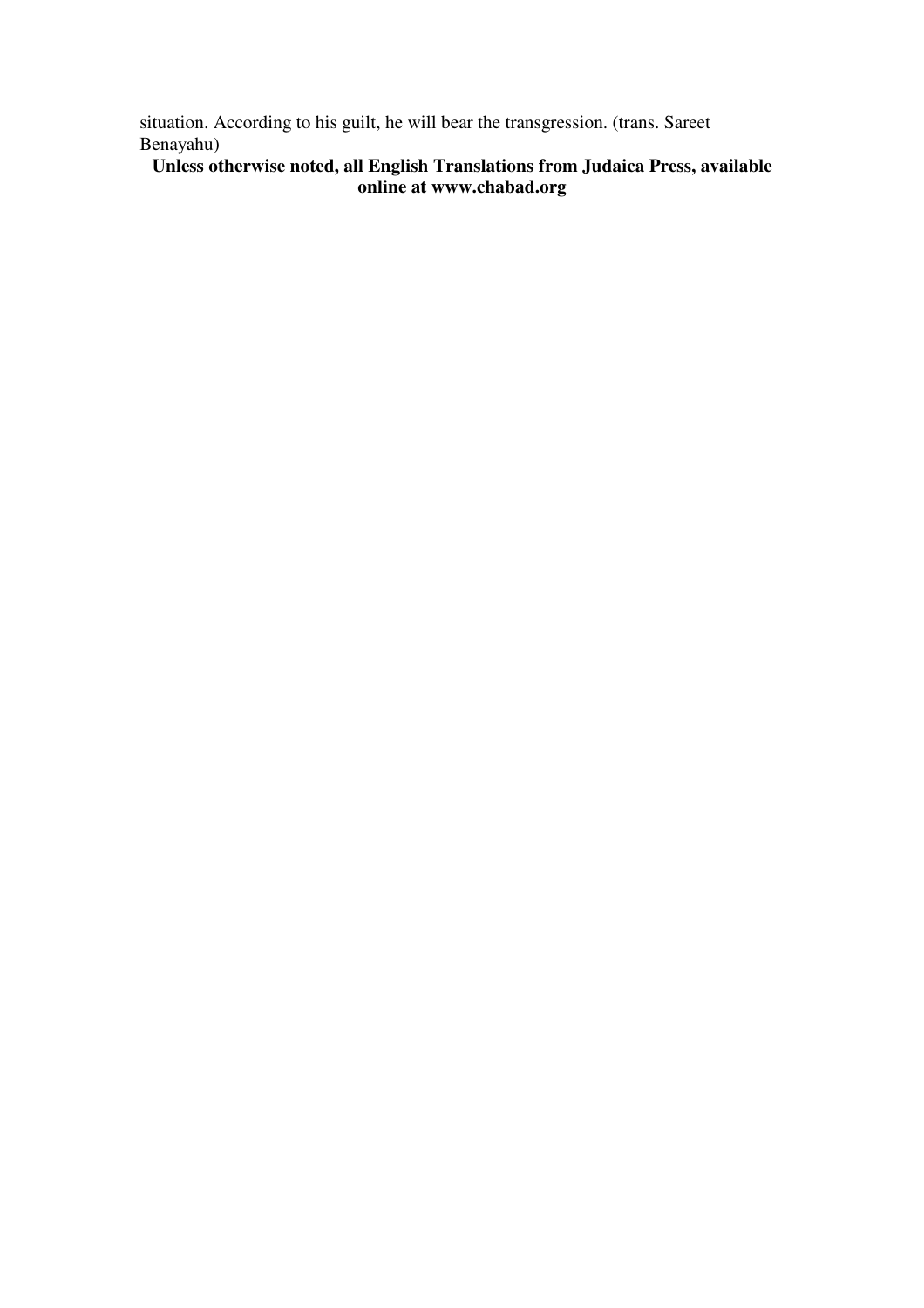situation. According to his guilt, he will bear the transgression. (trans. Sareet Benayahu)

**Unless otherwise noted, all English Translations from Judaica Press, available online at www.chabad.org**